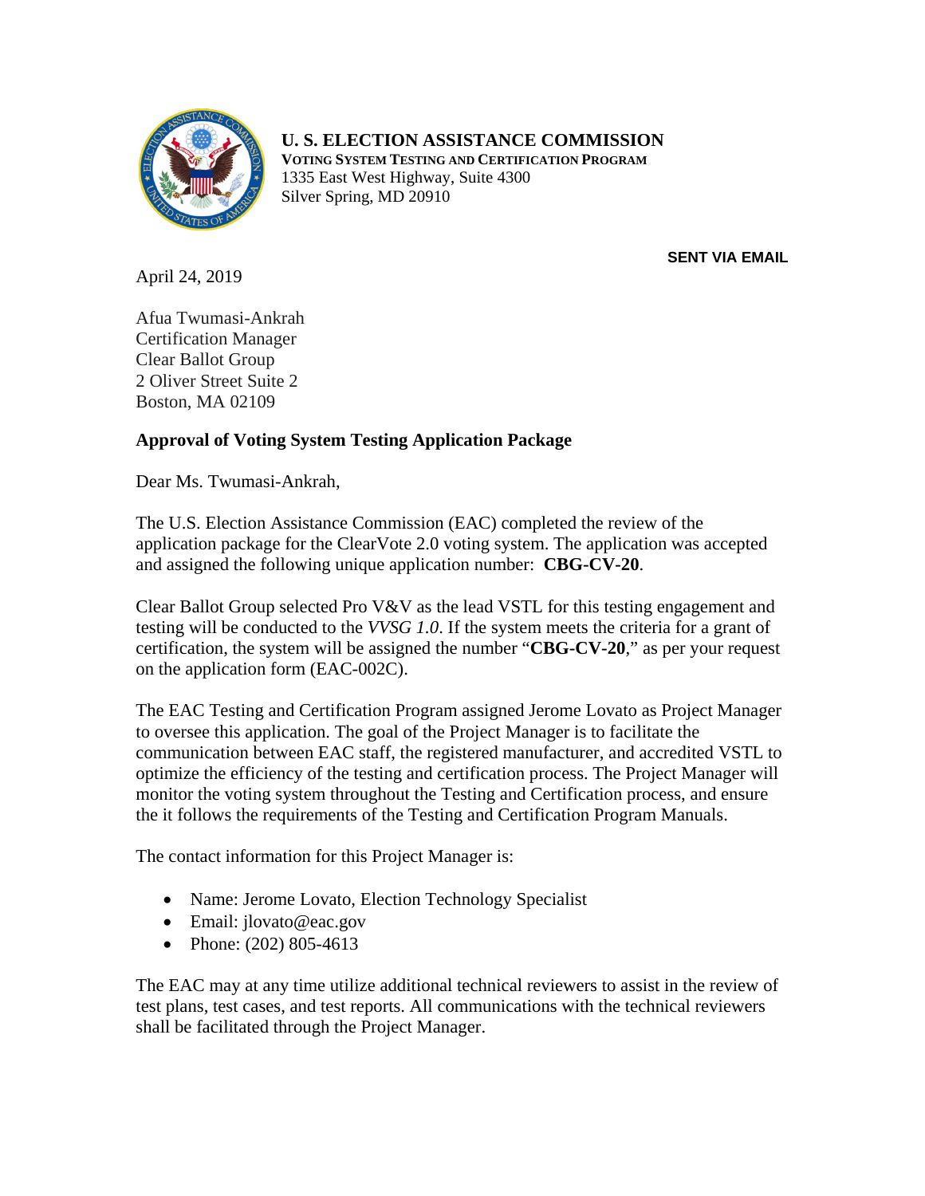**U. S. ELECTION ASSISTANCE COMMISSION**
**VOTING SYSTEM TESTING AND CERTIFICATION PROGRAM**
1335 East West Highway, Suite 4300
Silver Spring, MD 20910

**SENT VIA EMAIL**

April 24, 2019

Afua Twumasi-Ankrah
Certification Manager
Clear Ballot Group
2 Oliver Street Suite 2
Boston, MA 02109

**Approval of Voting System Testing Application Package**

Dear Ms. Twumasi-Ankrah,

The U.S. Election Assistance Commission (EAC) completed the review of the application package for the ClearVote 2.0 voting system. The application was accepted and assigned the following unique application number: **CBG-CV-20**.

Clear Ballot Group selected Pro V&V as the lead VSTL for this testing engagement and testing will be conducted to the *VVSG 1.0*. If the system meets the criteria for a grant of certification, the system will be assigned the number "**CBG-CV-20**," as per your request on the application form (EAC-002C).

The EAC Testing and Certification Program assigned Jerome Lovato as Project Manager to oversee this application. The goal of the Project Manager is to facilitate the communication between EAC staff, the registered manufacturer, and accredited VSTL to optimize the efficiency of the testing and certification process. The Project Manager will monitor the voting system throughout the Testing and Certification process, and ensure the it follows the requirements of the Testing and Certification Program Manuals.

The contact information for this Project Manager is:

- Name: Jerome Lovato, Election Technology Specialist
- Email: jlovato@eac.gov
- Phone: (202) 805-4613

The EAC may at any time utilize additional technical reviewers to assist in the review of test plans, test cases, and test reports. All communications with the technical reviewers shall be facilitated through the Project Manager.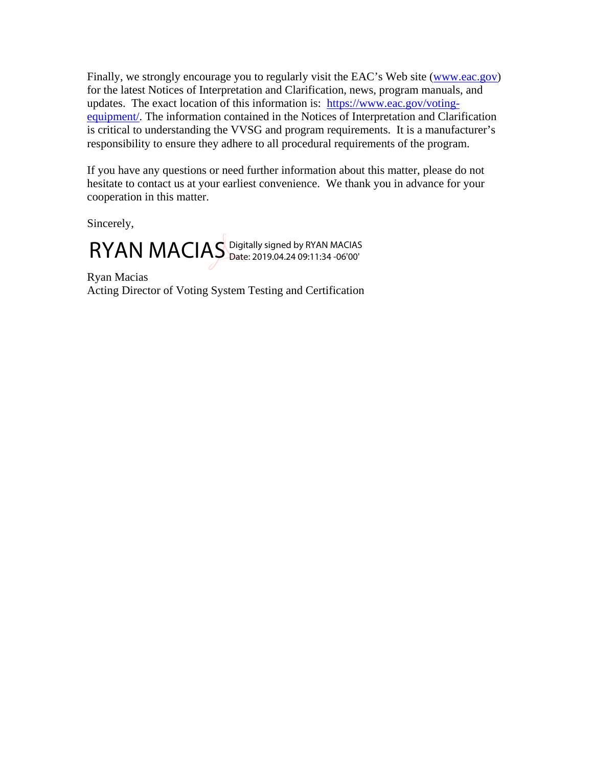Finally, we strongly encourage you to regularly visit the EAC's Web site ([www.eac.gov](http://www.eac.gov)) for the latest Notices of Interpretation and Clarification, news, program manuals, and updates. The exact location of this information is: [https://www.eac.gov/voting-equipment/](https://www.eac.gov/voting-equipment/). The information contained in the Notices of Interpretation and Clarification is critical to understanding the VVSG and program requirements. It is a manufacturer's responsibility to ensure they adhere to all procedural requirements of the program.

If you have any questions or need further information about this matter, please do not hesitate to contact us at your earliest convenience. We thank you in advance for your cooperation in this matter.

Sincerely,

RYAN MACIAS Digitally signed by RYAN MACIAS
Date: 2019.04.24 09:11:34 -06'00'

Ryan Macias
Acting Director of Voting System Testing and Certification